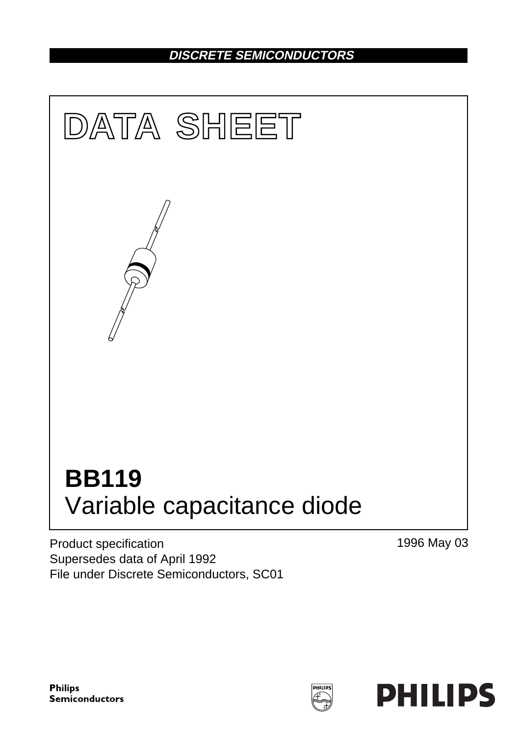**DISCRETE SEMICONDUCTORS**

# DATA SHEET

# BB119
## Variable capacitance diode

Product specification
Supersedes data of April 1992
File under Discrete Semiconductors, SC01

1996 May 03

**Philips Semiconductors**

**PHILIPS**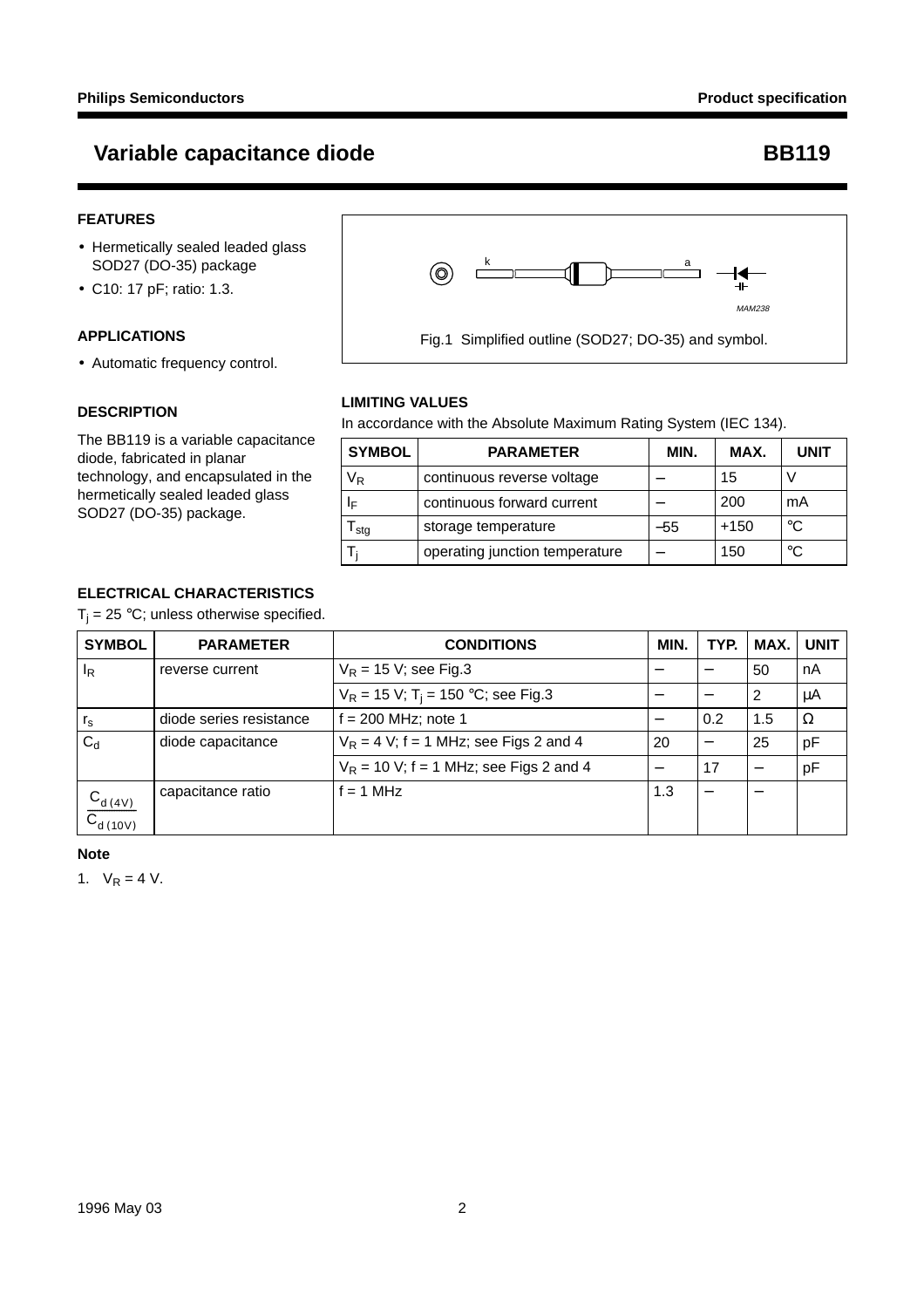# Variable capacitance diode BB119

### FEATURES

- Hermetically sealed leaded glass SOD27 (DO-35) package
- C10: 17 pF; ratio: 1.3.

### APPLICATIONS

- Automatic frequency control.

### DESCRIPTION

The BB119 is a variable capacitance diode, fabricated in planar technology, and encapsulated in the hermetically sealed leaded glass SOD27 (DO-35) package.

k a

MAM238

Fig.1 Simplified outline (SOD27; DO-35) and symbol.

### LIMITING VALUES

In accordance with the Absolute Maximum Rating System (IEC 134).

| SYMBOL | PARAMETER | MIN. | MAX. | UNIT |
|---|---|---|---|---|
| $V_R$ | continuous reverse voltage | – | 15 | V |
| $I_F$ | continuous forward current | – | 200 | mA |
| $T_{stg}$ | storage temperature | −55 | +150 | °C |
| $T_j$ | operating junction temperature | – | 150 | °C |

### ELECTRICAL CHARACTERISTICS

$T_j$ = 25 °C; unless otherwise specified.

| SYMBOL | PARAMETER | CONDITIONS | MIN. | TYP. | MAX. | UNIT |
|---|---|---|---|---|---|---|
| $I_R$ | reverse current | $V_R$ = 15 V; see Fig.3 | – | – | 50 | nA |
| | | $V_R$ = 15 V; $T_j$ = 150 °C; see Fig.3 | – | – | 2 | μA |
| $r_s$ | diode series resistance | f = 200 MHz; note 1 | – | 0.2 | 1.5 | Ω |
| $C_d$ | diode capacitance | $V_R$ = 4 V; f = 1 MHz; see Figs 2 and 4 | 20 | – | 25 | pF |
| | | $V_R$ = 10 V; f = 1 MHz; see Figs 2 and 4 | – | 17 | – | pF |
| $\frac{C_{d\,(4V)}}{C_{d\,(10V)}}$ | capacitance ratio | f = 1 MHz | 1.3 | – | – | |

#### Note

1. $V_R$ = 4 V.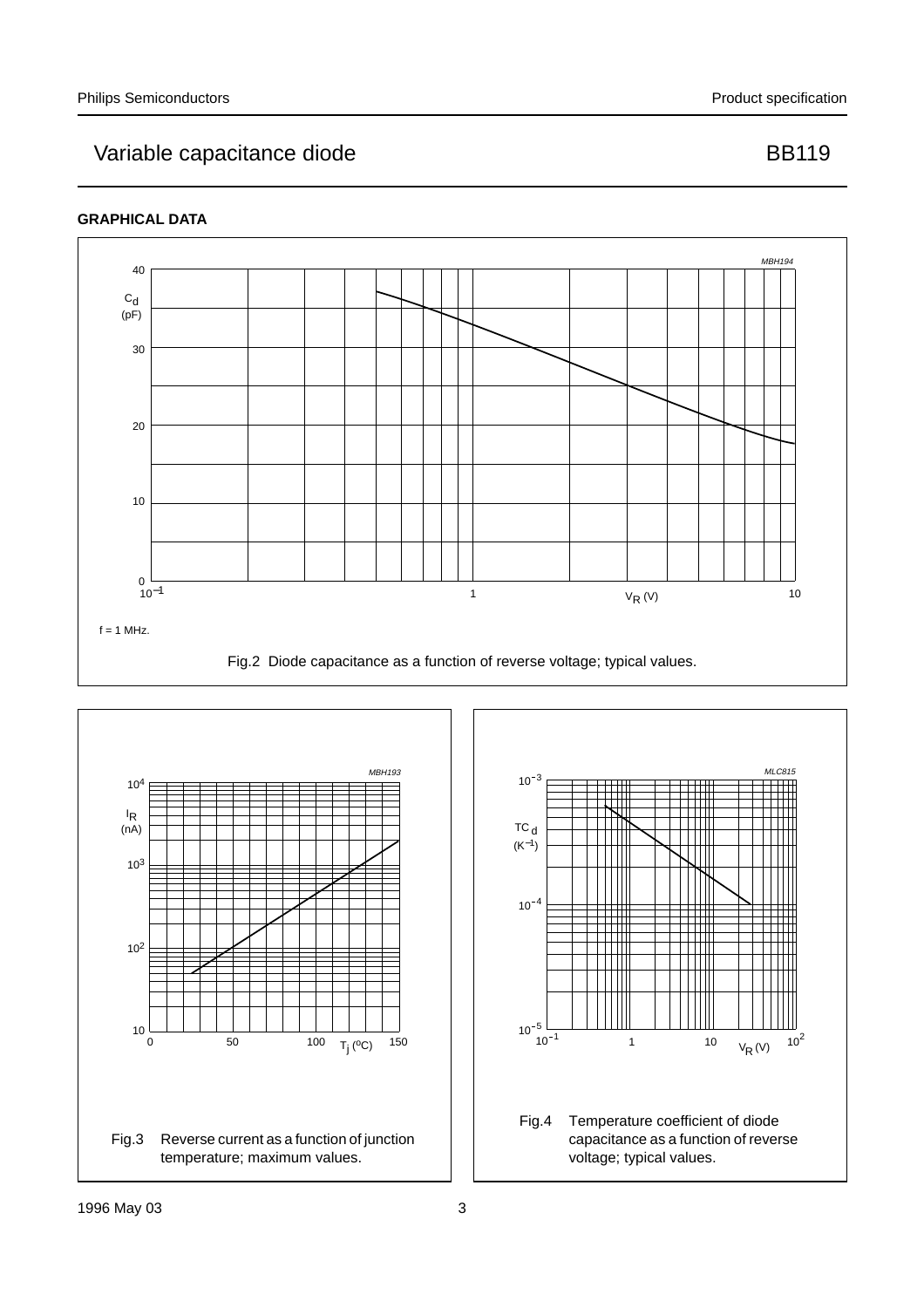## GRAPHICAL DATA

MBH194

40

$C_d$
(pF)

30

20

10

0

$10^{-1}$

1

$V_R$ (V)

10

f = 1 MHz.

Fig.2 Diode capacitance as a function of reverse voltage; typical values.

MBH193

$10^4$

$I_R$
(nA)

$10^3$

$10^2$

10

0

50

100

$T_j$ (°C)

150

Fig.3 Reverse current as a function of junction temperature; maximum values.

MLC815

$10^{-3}$

$TC_d$
($K^{-1}$)

$10^{-4}$

$10^{-5}$

$10^{-1}$

1

10

$V_R$ (V)

$10^2$

Fig.4 Temperature coefficient of diode capacitance as a function of reverse voltage; typical values.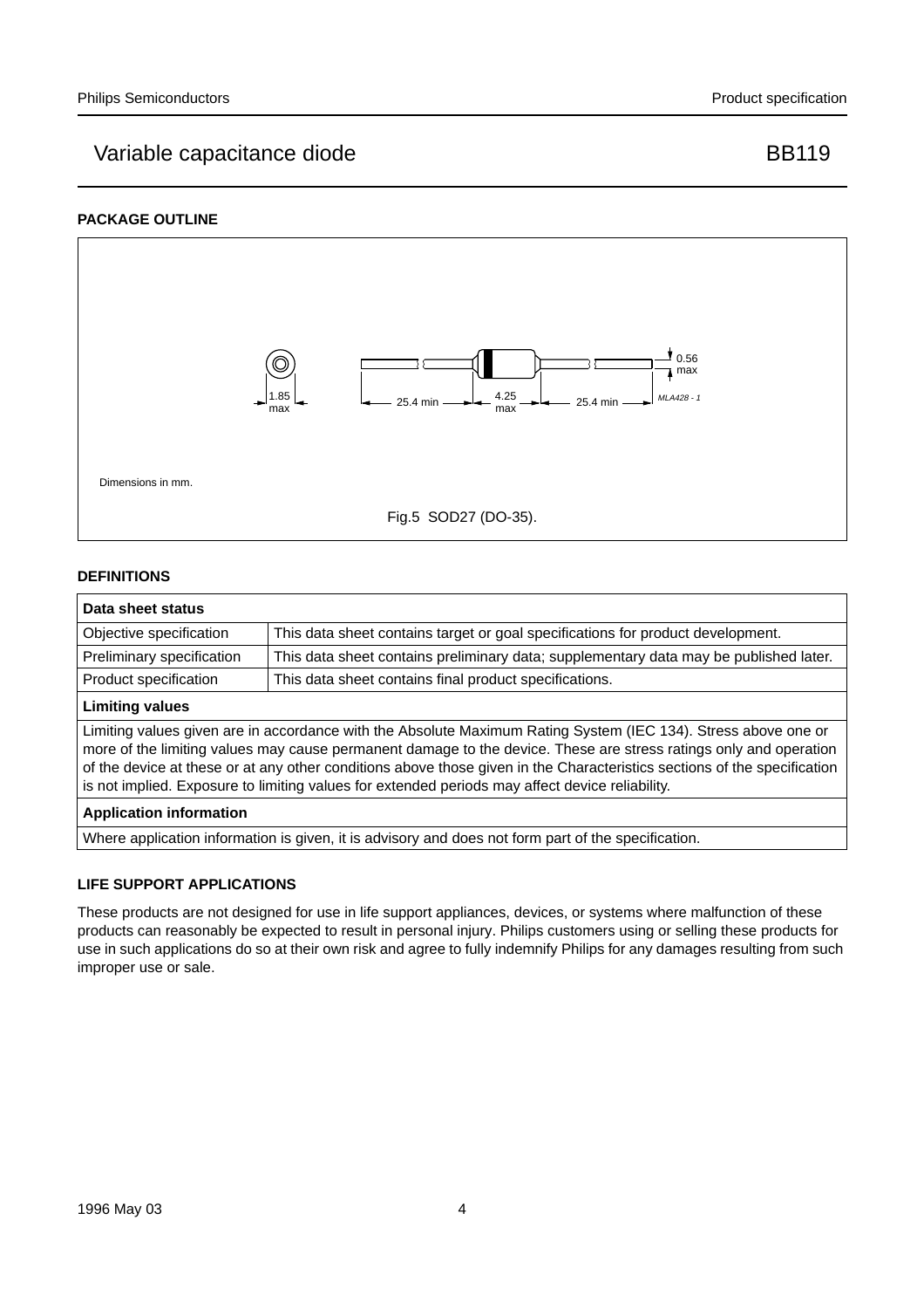## PACKAGE OUTLINE

1.85 max

25.4 min

4.25 max

25.4 min

0.56 max

MLA428 - 1

Dimensions in mm.

Fig.5 SOD27 (DO-35).

## DEFINITIONS

| | |
|---|---|
| **Data sheet status** | |
| Objective specification | This data sheet contains target or goal specifications for product development. |
| Preliminary specification | This data sheet contains preliminary data; supplementary data may be published later. |
| Product specification | This data sheet contains final product specifications. |
| **Limiting values** | |
| Limiting values given are in accordance with the Absolute Maximum Rating System (IEC 134). Stress above one or more of the limiting values may cause permanent damage to the device. These are stress ratings only and operation of the device at these or at any other conditions above those given in the Characteristics sections of the specification is not implied. Exposure to limiting values for extended periods may affect device reliability. | |
| **Application information** | |
| Where application information is given, it is advisory and does not form part of the specification. | |

## LIFE SUPPORT APPLICATIONS

These products are not designed for use in life support appliances, devices, or systems where malfunction of these products can reasonably be expected to result in personal injury. Philips customers using or selling these products for use in such applications do so at their own risk and agree to fully indemnify Philips for any damages resulting from such improper use or sale.